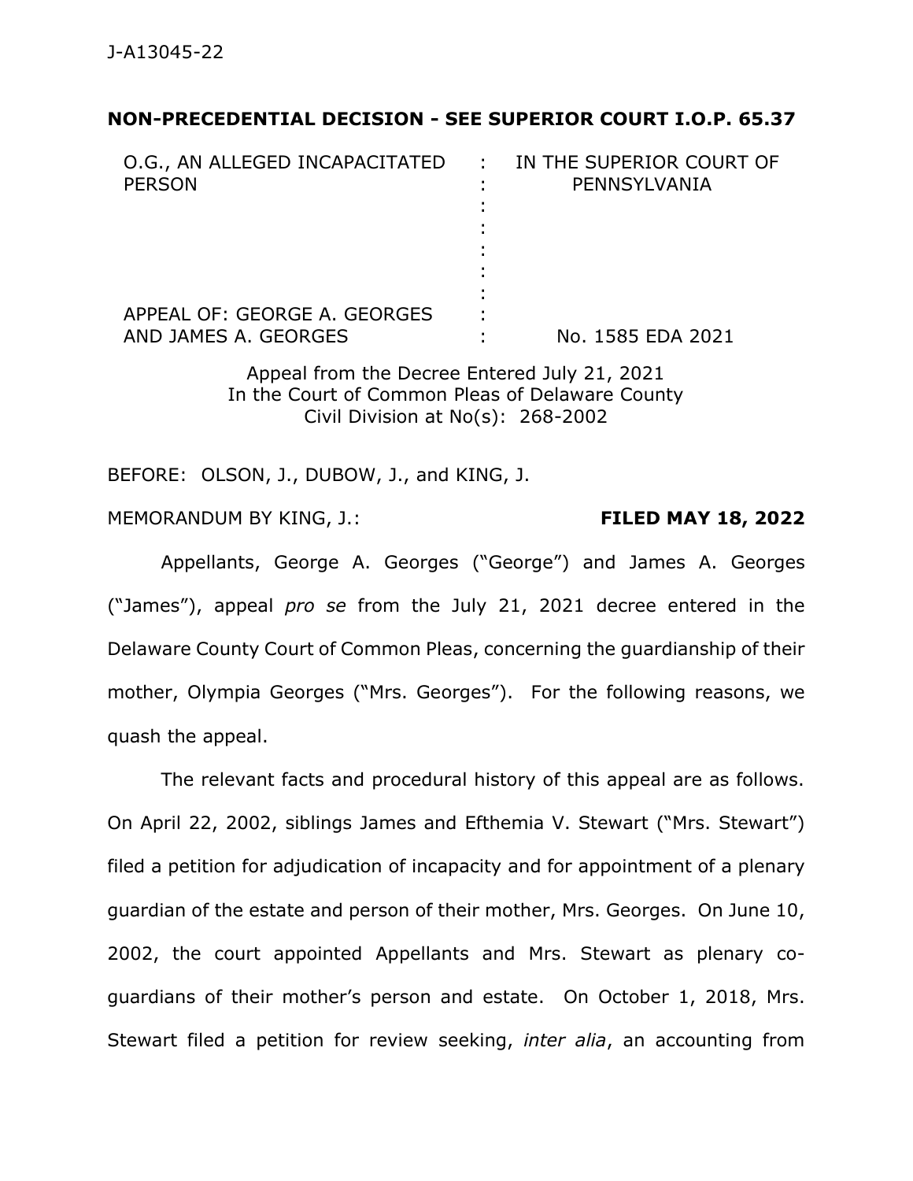J-A13045-22

**NON-PRECEDENTIAL DECISION - SEE SUPERIOR COURT I.O.P. 65.37**

| | | |
|---|---|---|
| O.G., AN ALLEGED INCAPACITATED PERSON | : | IN THE SUPERIOR COURT OF PENNSYLVANIA |
| | : | |
| APPEAL OF: GEORGE A. GEORGES AND JAMES A. GEORGES | : | No. 1585 EDA 2021 |

Appeal from the Decree Entered July 21, 2021
In the Court of Common Pleas of Delaware County
Civil Division at No(s): 268-2002

BEFORE: OLSON, J., DUBOW, J., and KING, J.

MEMORANDUM BY KING, J.: **FILED MAY 18, 2022**

Appellants, George A. Georges ("George") and James A. Georges ("James"), appeal *pro se* from the July 21, 2021 decree entered in the Delaware County Court of Common Pleas, concerning the guardianship of their mother, Olympia Georges ("Mrs. Georges"). For the following reasons, we quash the appeal.

The relevant facts and procedural history of this appeal are as follows. On April 22, 2002, siblings James and Efthemia V. Stewart ("Mrs. Stewart") filed a petition for adjudication of incapacity and for appointment of a plenary guardian of the estate and person of their mother, Mrs. Georges. On June 10, 2002, the court appointed Appellants and Mrs. Stewart as plenary co-guardians of their mother's person and estate. On October 1, 2018, Mrs. Stewart filed a petition for review seeking, *inter alia*, an accounting from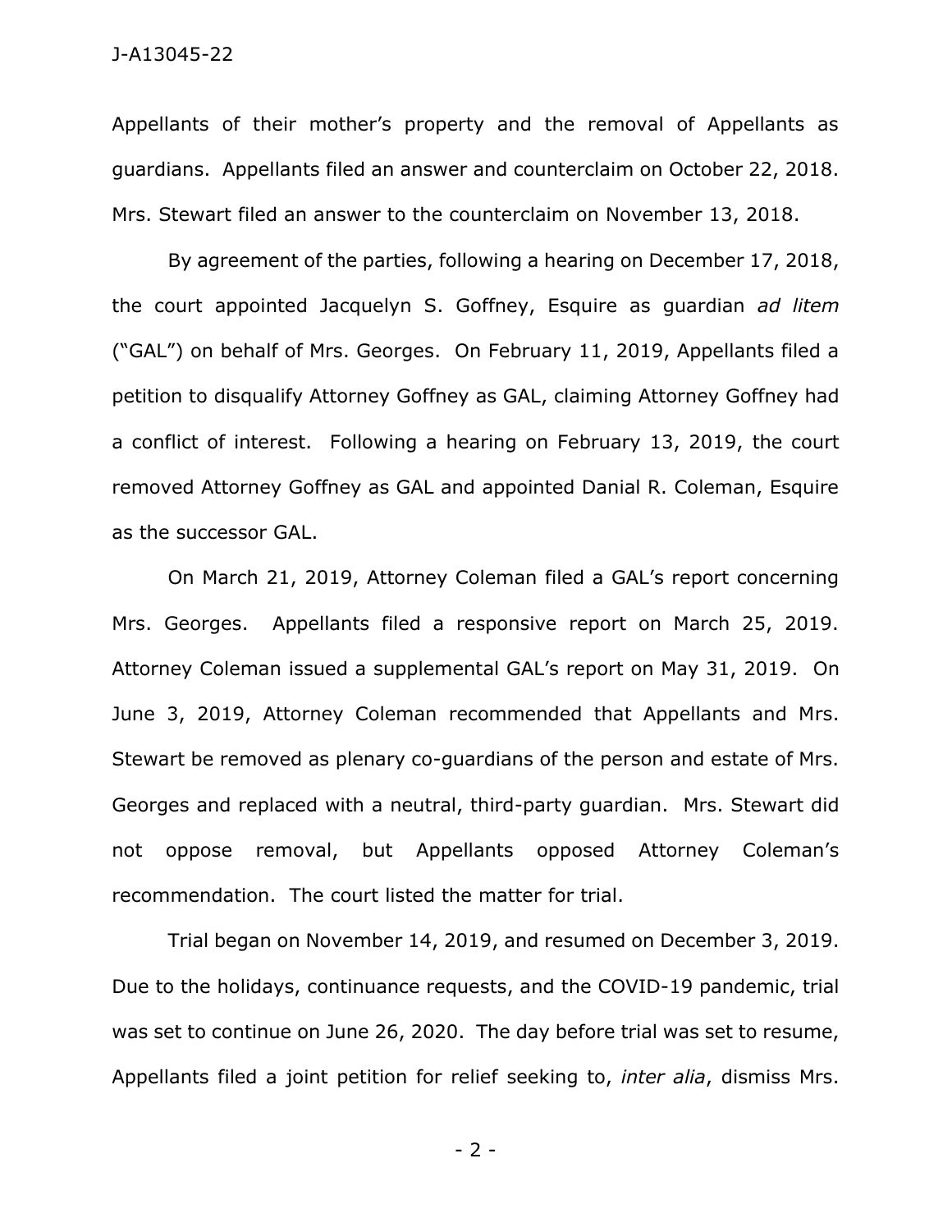Appellants of their mother's property and the removal of Appellants as guardians. Appellants filed an answer and counterclaim on October 22, 2018. Mrs. Stewart filed an answer to the counterclaim on November 13, 2018.

By agreement of the parties, following a hearing on December 17, 2018, the court appointed Jacquelyn S. Goffney, Esquire as guardian *ad litem* ("GAL") on behalf of Mrs. Georges. On February 11, 2019, Appellants filed a petition to disqualify Attorney Goffney as GAL, claiming Attorney Goffney had a conflict of interest. Following a hearing on February 13, 2019, the court removed Attorney Goffney as GAL and appointed Danial R. Coleman, Esquire as the successor GAL.

On March 21, 2019, Attorney Coleman filed a GAL's report concerning Mrs. Georges. Appellants filed a responsive report on March 25, 2019. Attorney Coleman issued a supplemental GAL's report on May 31, 2019. On June 3, 2019, Attorney Coleman recommended that Appellants and Mrs. Stewart be removed as plenary co-guardians of the person and estate of Mrs. Georges and replaced with a neutral, third-party guardian. Mrs. Stewart did not oppose removal, but Appellants opposed Attorney Coleman's recommendation. The court listed the matter for trial.

Trial began on November 14, 2019, and resumed on December 3, 2019. Due to the holidays, continuance requests, and the COVID-19 pandemic, trial was set to continue on June 26, 2020. The day before trial was set to resume, Appellants filed a joint petition for relief seeking to, *inter alia*, dismiss Mrs.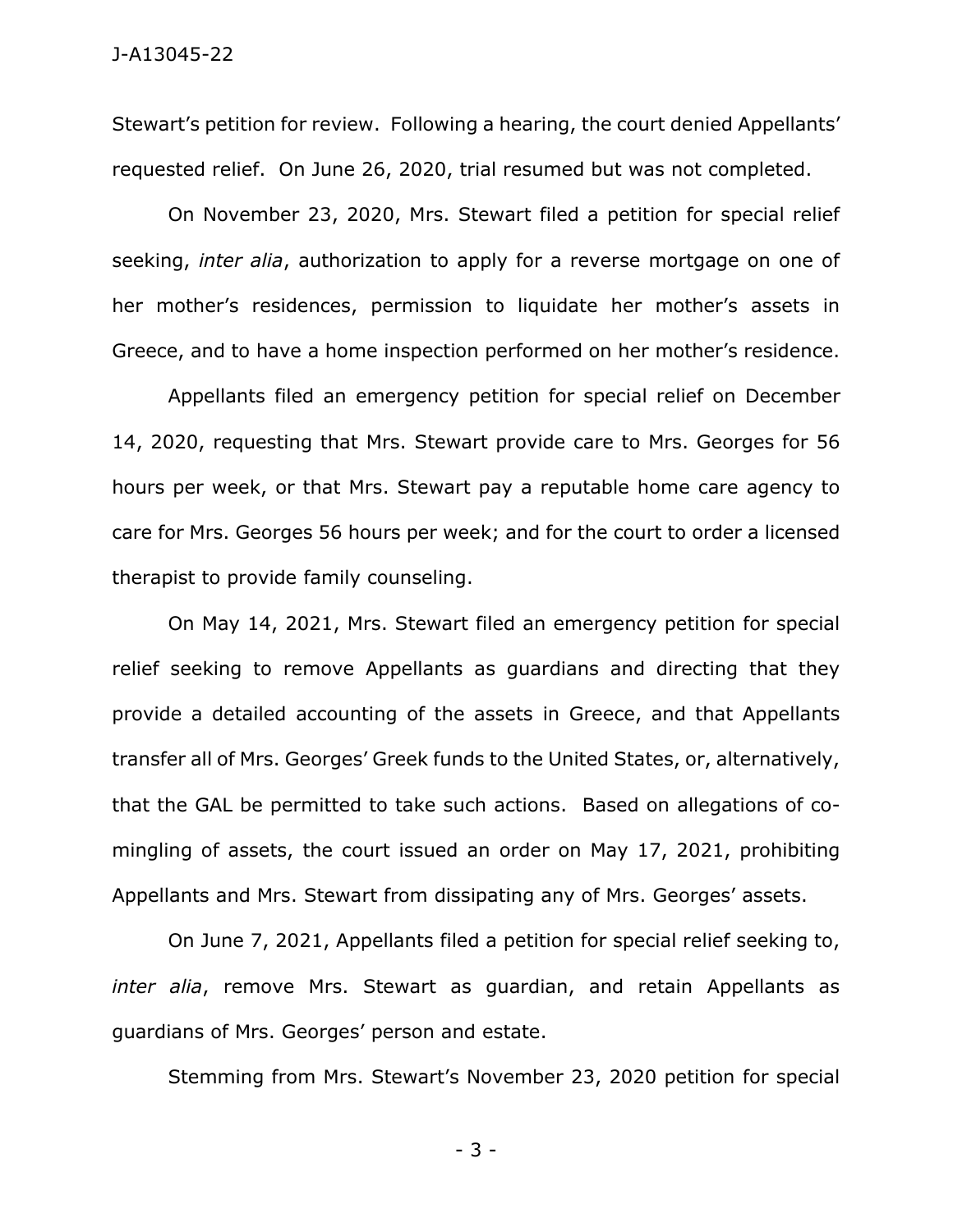Stewart's petition for review. Following a hearing, the court denied Appellants' requested relief. On June 26, 2020, trial resumed but was not completed.

On November 23, 2020, Mrs. Stewart filed a petition for special relief seeking, *inter alia*, authorization to apply for a reverse mortgage on one of her mother's residences, permission to liquidate her mother's assets in Greece, and to have a home inspection performed on her mother's residence.

Appellants filed an emergency petition for special relief on December 14, 2020, requesting that Mrs. Stewart provide care to Mrs. Georges for 56 hours per week, or that Mrs. Stewart pay a reputable home care agency to care for Mrs. Georges 56 hours per week; and for the court to order a licensed therapist to provide family counseling.

On May 14, 2021, Mrs. Stewart filed an emergency petition for special relief seeking to remove Appellants as guardians and directing that they provide a detailed accounting of the assets in Greece, and that Appellants transfer all of Mrs. Georges' Greek funds to the United States, or, alternatively, that the GAL be permitted to take such actions. Based on allegations of co-mingling of assets, the court issued an order on May 17, 2021, prohibiting Appellants and Mrs. Stewart from dissipating any of Mrs. Georges' assets.

On June 7, 2021, Appellants filed a petition for special relief seeking to, *inter alia*, remove Mrs. Stewart as guardian, and retain Appellants as guardians of Mrs. Georges' person and estate.

Stemming from Mrs. Stewart's November 23, 2020 petition for special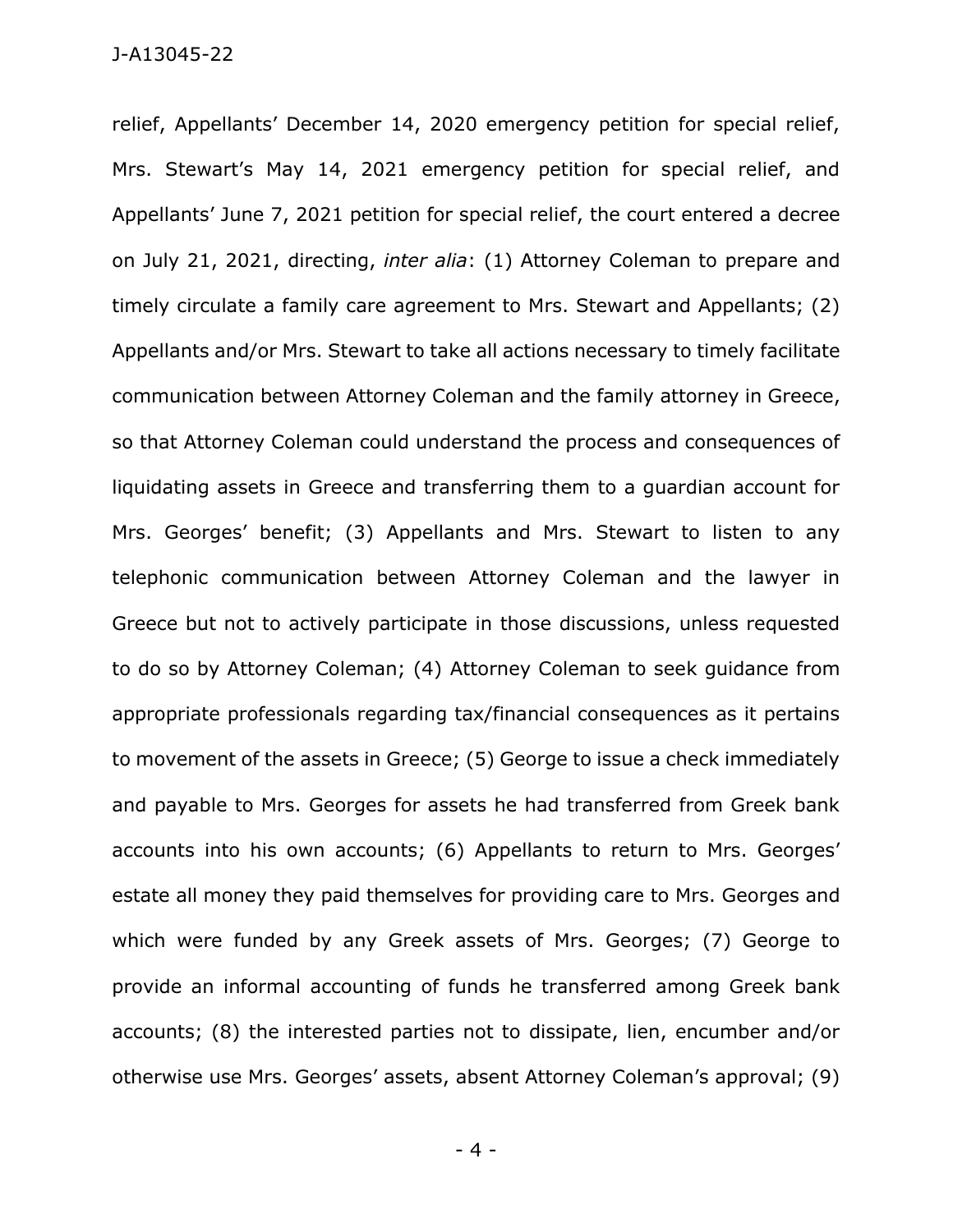relief, Appellants' December 14, 2020 emergency petition for special relief, Mrs. Stewart's May 14, 2021 emergency petition for special relief, and Appellants' June 7, 2021 petition for special relief, the court entered a decree on July 21, 2021, directing, *inter alia*: (1) Attorney Coleman to prepare and timely circulate a family care agreement to Mrs. Stewart and Appellants; (2) Appellants and/or Mrs. Stewart to take all actions necessary to timely facilitate communication between Attorney Coleman and the family attorney in Greece, so that Attorney Coleman could understand the process and consequences of liquidating assets in Greece and transferring them to a guardian account for Mrs. Georges' benefit; (3) Appellants and Mrs. Stewart to listen to any telephonic communication between Attorney Coleman and the lawyer in Greece but not to actively participate in those discussions, unless requested to do so by Attorney Coleman; (4) Attorney Coleman to seek guidance from appropriate professionals regarding tax/financial consequences as it pertains to movement of the assets in Greece; (5) George to issue a check immediately and payable to Mrs. Georges for assets he had transferred from Greek bank accounts into his own accounts; (6) Appellants to return to Mrs. Georges' estate all money they paid themselves for providing care to Mrs. Georges and which were funded by any Greek assets of Mrs. Georges; (7) George to provide an informal accounting of funds he transferred among Greek bank accounts; (8) the interested parties not to dissipate, lien, encumber and/or otherwise use Mrs. Georges' assets, absent Attorney Coleman's approval; (9)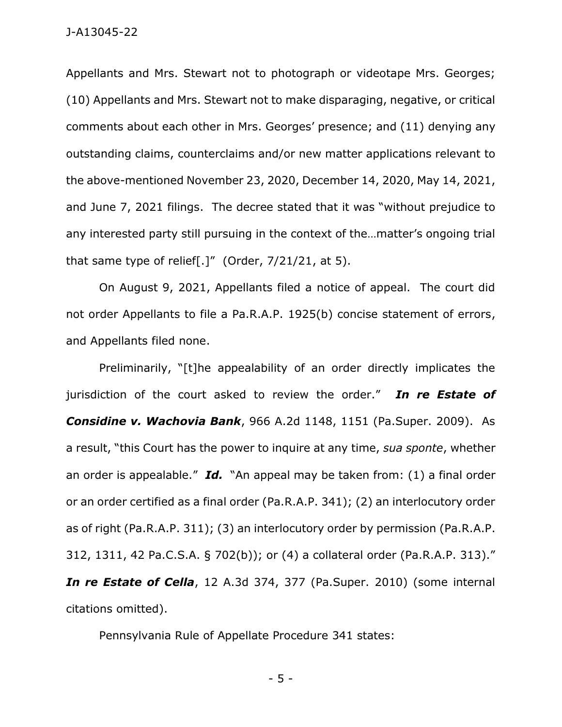Appellants and Mrs. Stewart not to photograph or videotape Mrs. Georges; (10) Appellants and Mrs. Stewart not to make disparaging, negative, or critical comments about each other in Mrs. Georges' presence; and (11) denying any outstanding claims, counterclaims and/or new matter applications relevant to the above-mentioned November 23, 2020, December 14, 2020, May 14, 2021, and June 7, 2021 filings. The decree stated that it was "without prejudice to any interested party still pursuing in the context of the…matter's ongoing trial that same type of relief[.]" (Order, 7/21/21, at 5).

On August 9, 2021, Appellants filed a notice of appeal. The court did not order Appellants to file a Pa.R.A.P. 1925(b) concise statement of errors, and Appellants filed none.

Preliminarily, "[t]he appealability of an order directly implicates the jurisdiction of the court asked to review the order." ***In re Estate of Considine v. Wachovia Bank***, 966 A.2d 1148, 1151 (Pa.Super. 2009). As a result, "this Court has the power to inquire at any time, *sua sponte*, whether an order is appealable." ***Id.*** "An appeal may be taken from: (1) a final order or an order certified as a final order (Pa.R.A.P. 341); (2) an interlocutory order as of right (Pa.R.A.P. 311); (3) an interlocutory order by permission (Pa.R.A.P. 312, 1311, 42 Pa.C.S.A. § 702(b)); or (4) a collateral order (Pa.R.A.P. 313)." ***In re Estate of Cella***, 12 A.3d 374, 377 (Pa.Super. 2010) (some internal citations omitted).

Pennsylvania Rule of Appellate Procedure 341 states: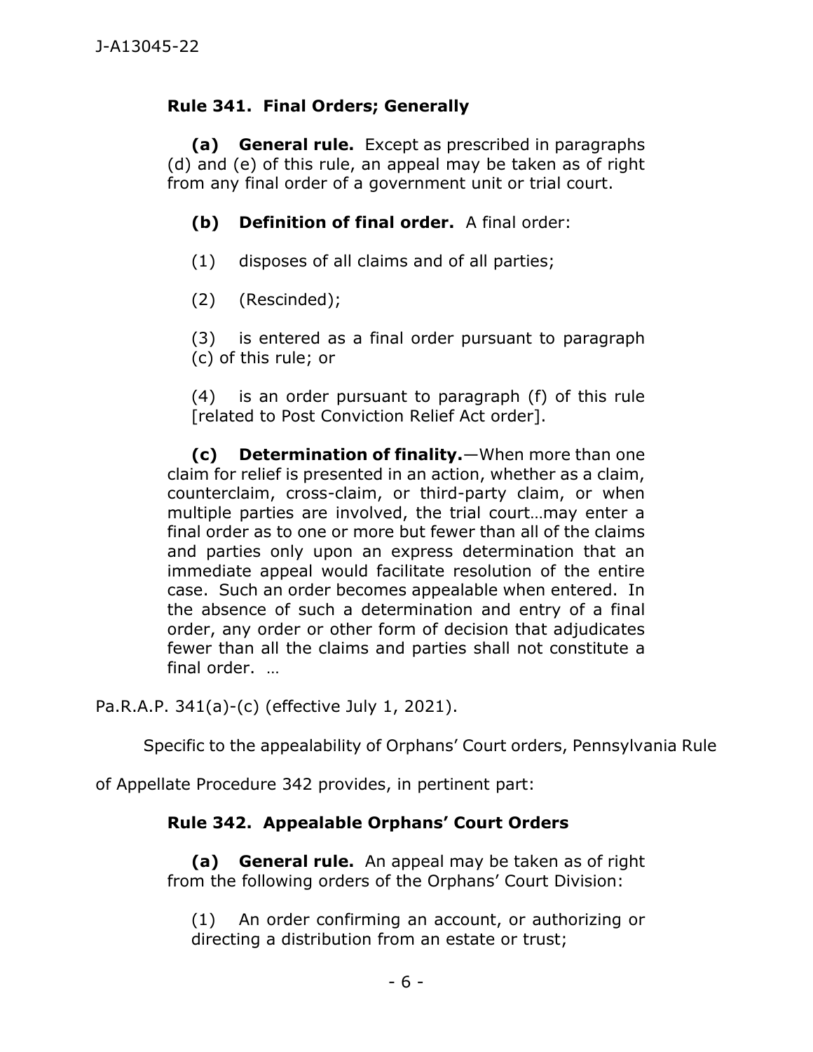**Rule 341. Final Orders; Generally**

> **(a) General rule.** Except as prescribed in paragraphs (d) and (e) of this rule, an appeal may be taken as of right from any final order of a government unit or trial court.
>
> **(b) Definition of final order.** A final order:
>
> (1) disposes of all claims and of all parties;
>
> (2) (Rescinded);
>
> (3) is entered as a final order pursuant to paragraph (c) of this rule; or
>
> (4) is an order pursuant to paragraph (f) of this rule [related to Post Conviction Relief Act order].
>
> **(c) Determination of finality.**—When more than one claim for relief is presented in an action, whether as a claim, counterclaim, cross-claim, or third-party claim, or when multiple parties are involved, the trial court…may enter a final order as to one or more but fewer than all of the claims and parties only upon an express determination that an immediate appeal would facilitate resolution of the entire case. Such an order becomes appealable when entered. In the absence of such a determination and entry of a final order, any order or other form of decision that adjudicates fewer than all the claims and parties shall not constitute a final order. …

Pa.R.A.P. 341(a)-(c) (effective July 1, 2021).

Specific to the appealability of Orphans' Court orders, Pennsylvania Rule of Appellate Procedure 342 provides, in pertinent part:

**Rule 342. Appealable Orphans' Court Orders**

> **(a) General rule.** An appeal may be taken as of right from the following orders of the Orphans' Court Division:
>
> (1) An order confirming an account, or authorizing or directing a distribution from an estate or trust;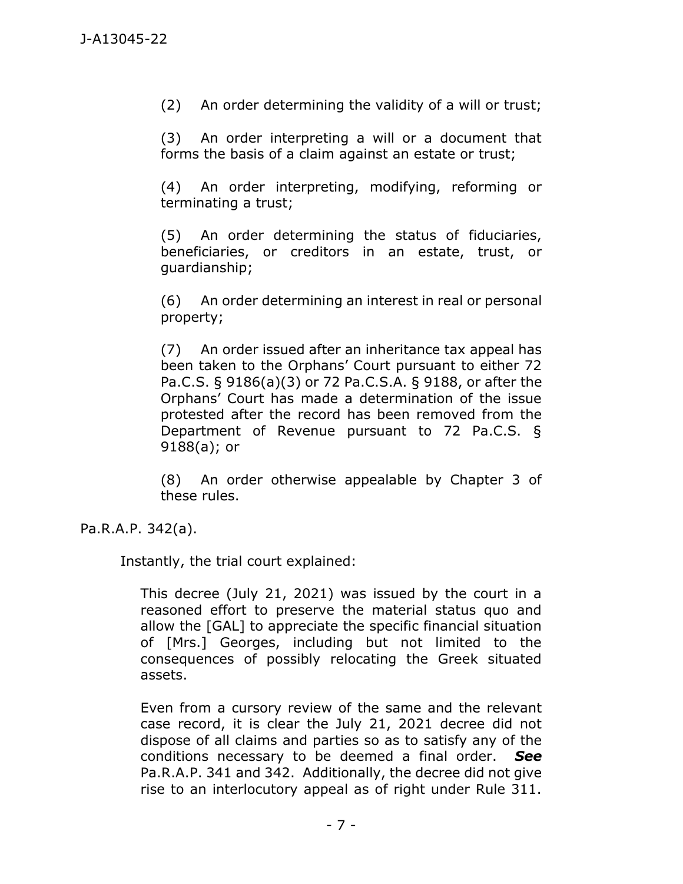> (2) An order determining the validity of a will or trust;
>
> (3) An order interpreting a will or a document that forms the basis of a claim against an estate or trust;
>
> (4) An order interpreting, modifying, reforming or terminating a trust;
>
> (5) An order determining the status of fiduciaries, beneficiaries, or creditors in an estate, trust, or guardianship;
>
> (6) An order determining an interest in real or personal property;
>
> (7) An order issued after an inheritance tax appeal has been taken to the Orphans' Court pursuant to either 72 Pa.C.S. § 9186(a)(3) or 72 Pa.C.S.A. § 9188, or after the Orphans' Court has made a determination of the issue protested after the record has been removed from the Department of Revenue pursuant to 72 Pa.C.S. § 9188(a); or
>
> (8) An order otherwise appealable by Chapter 3 of these rules.

Pa.R.A.P. 342(a).

Instantly, the trial court explained:

> This decree (July 21, 2021) was issued by the court in a reasoned effort to preserve the material status quo and allow the [GAL] to appreciate the specific financial situation of [Mrs.] Georges, including but not limited to the consequences of possibly relocating the Greek situated assets.
>
> Even from a cursory review of the same and the relevant case record, it is clear the July 21, 2021 decree did not dispose of all claims and parties so as to satisfy any of the conditions necessary to be deemed a final order. ***See*** Pa.R.A.P. 341 and 342. Additionally, the decree did not give rise to an interlocutory appeal as of right under Rule 311.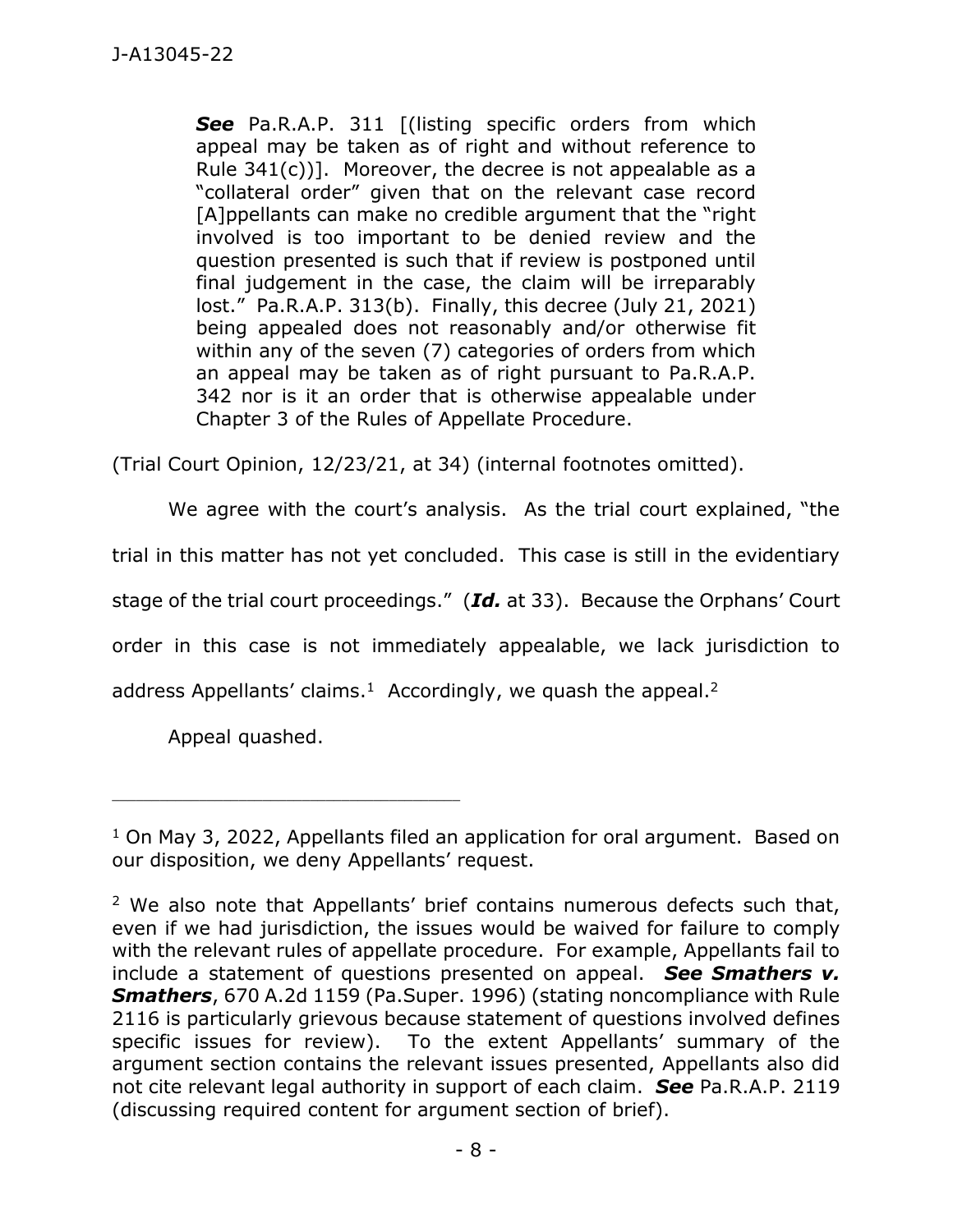> ***See*** Pa.R.A.P. 311 [(listing specific orders from which appeal may be taken as of right and without reference to Rule 341(c))]. Moreover, the decree is not appealable as a "collateral order" given that on the relevant case record [A]ppellants can make no credible argument that the "right involved is too important to be denied review and the question presented is such that if review is postponed until final judgement in the case, the claim will be irreparably lost." Pa.R.A.P. 313(b). Finally, this decree (July 21, 2021) being appealed does not reasonably and/or otherwise fit within any of the seven (7) categories of orders from which an appeal may be taken as of right pursuant to Pa.R.A.P. 342 nor is it an order that is otherwise appealable under Chapter 3 of the Rules of Appellate Procedure.

(Trial Court Opinion, 12/23/21, at 34) (internal footnotes omitted).

We agree with the court's analysis. As the trial court explained, "the trial in this matter has not yet concluded. This case is still in the evidentiary stage of the trial court proceedings." (***Id.*** at 33). Because the Orphans' Court order in this case is not immediately appealable, we lack jurisdiction to address Appellants' claims.[1] Accordingly, we quash the appeal.[2]

Appeal quashed.

---

[1] On May 3, 2022, Appellants filed an application for oral argument. Based on our disposition, we deny Appellants' request.

[2] We also note that Appellants' brief contains numerous defects such that, even if we had jurisdiction, the issues would be waived for failure to comply with the relevant rules of appellate procedure. For example, Appellants fail to include a statement of questions presented on appeal. ***See Smathers v. Smathers***, 670 A.2d 1159 (Pa.Super. 1996) (stating noncompliance with Rule 2116 is particularly grievous because statement of questions involved defines specific issues for review). To the extent Appellants' summary of the argument section contains the relevant issues presented, Appellants also did not cite relevant legal authority in support of each claim. ***See*** Pa.R.A.P. 2119 (discussing required content for argument section of brief).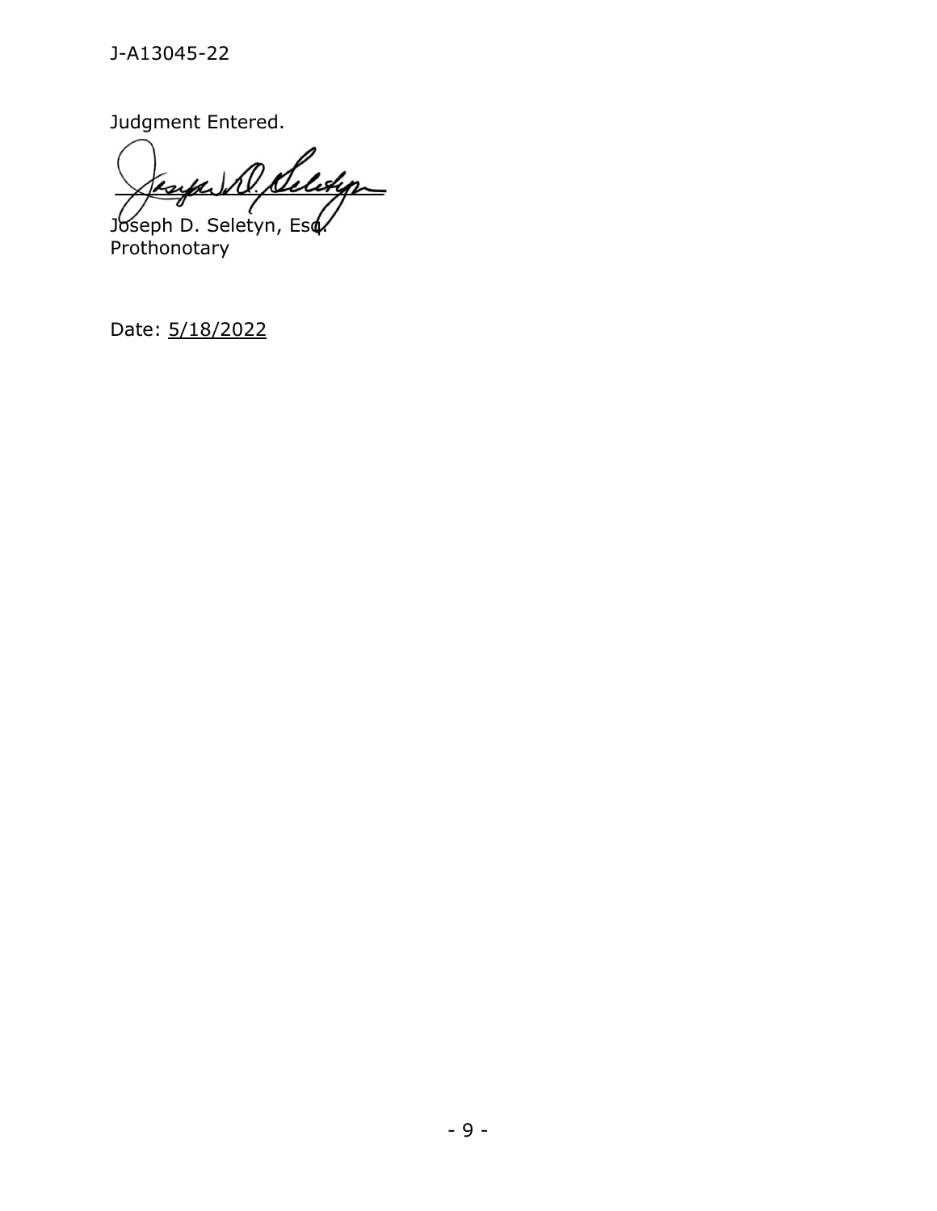Judgment Entered.

Joseph D. Seletyn, Esq.
Prothonotary

Date: 5/18/2022